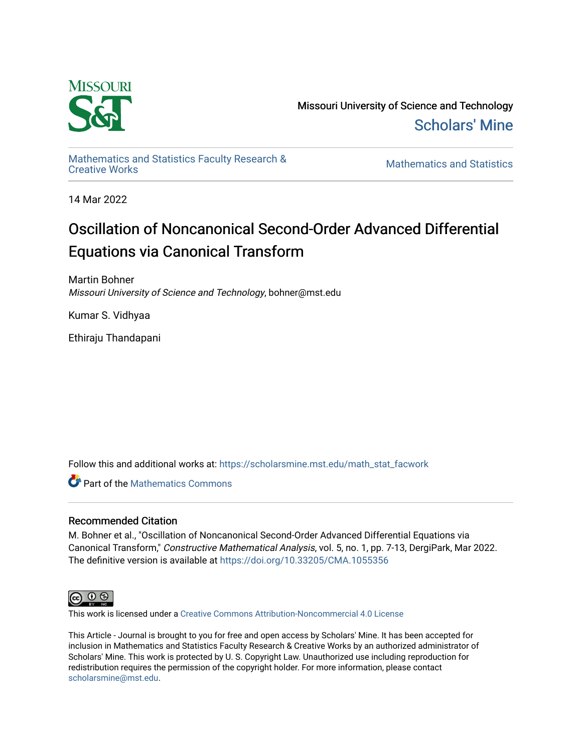Missouri University of Science and Technology

Scholars' Mine

Mathematics and Statistics Faculty Research & Creative Works

Mathematics and Statistics

14 Mar 2022

# Oscillation of Noncanonical Second-Order Advanced Differential Equations via Canonical Transform

Martin Bohner
*Missouri University of Science and Technology*, bohner@mst.edu

Kumar S. Vidhyaa

Ethiraju Thandapani

Follow this and additional works at: https://scholarsmine.mst.edu/math_stat_facwork

Part of the Mathematics Commons

## Recommended Citation

M. Bohner et al., "Oscillation of Noncanonical Second-Order Advanced Differential Equations via Canonical Transform," *Constructive Mathematical Analysis*, vol. 5, no. 1, pp. 7-13, DergiPark, Mar 2022.
The definitive version is available at https://doi.org/10.33205/CMA.1055356

This work is licensed under a Creative Commons Attribution-Noncommercial 4.0 License

This Article - Journal is brought to you for free and open access by Scholars' Mine. It has been accepted for inclusion in Mathematics and Statistics Faculty Research & Creative Works by an authorized administrator of Scholars' Mine. This work is protected by U. S. Copyright Law. Unauthorized use including reproduction for redistribution requires the permission of the copyright holder. For more information, please contact scholarsmine@mst.edu.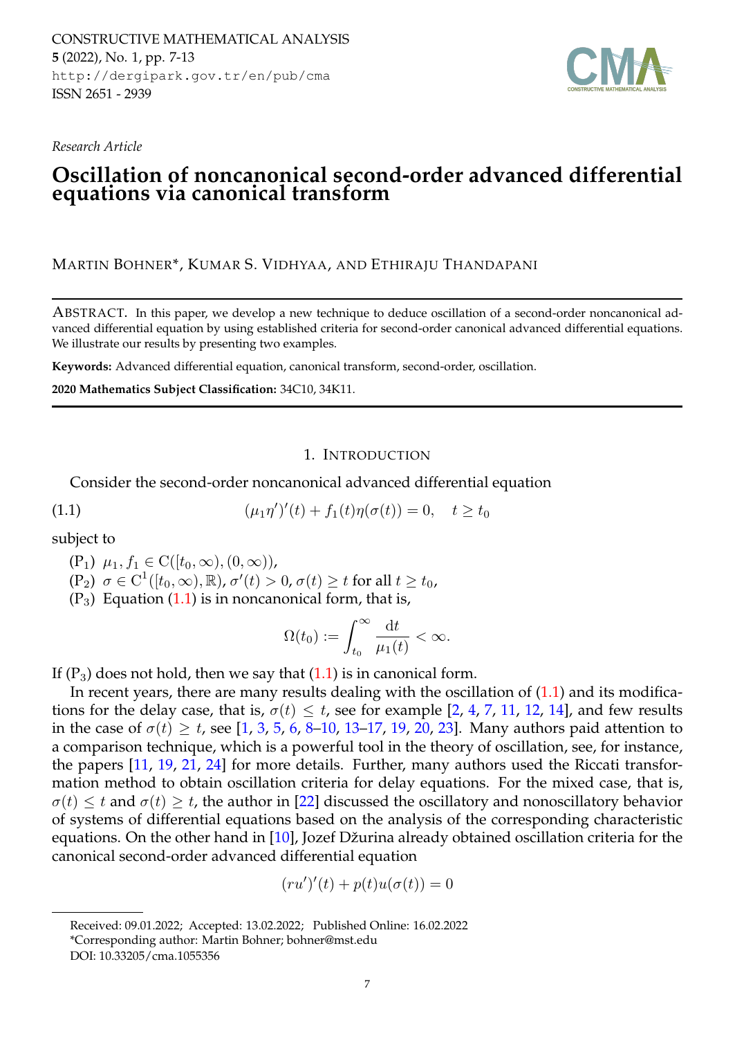Research Article

# Oscillation of noncanonical second-order advanced differential equations via canonical transform

MARTIN BOHNER*, KUMAR S. VIDHYAA, AND ETHIRAJU THANDAPANI

ABSTRACT. In this paper, we develop a new technique to deduce oscillation of a second-order noncanonical advanced differential equation by using established criteria for second-order canonical advanced differential equations. We illustrate our results by presenting two examples.

**Keywords:** Advanced differential equation, canonical transform, second-order, oscillation.

**2020 Mathematics Subject Classification:** 34C10, 34K11.

## 1. INTRODUCTION

Consider the second-order noncanonical advanced differential equation

$$(\mu_1 \eta')'(t) + f_1(t)\eta(\sigma(t)) = 0, \quad t \geq t_0 \tag{1.1}$$

subject to

($P_1$) $\mu_1, f_1 \in \mathrm{C}([t_0, \infty), (0, \infty))$,

($P_2$) $\sigma \in \mathrm{C}^1([t_0, \infty), \mathbb{R})$, $\sigma'(t) > 0$, $\sigma(t) \geq t$ for all $t \geq t_0$,

($P_3$) Equation (1.1) is in noncanonical form, that is,

$$\Omega(t_0) := \int_{t_0}^{\infty} \frac{\mathrm{d}t}{\mu_1(t)} < \infty.$$

If ($P_3$) does not hold, then we say that (1.1) is in canonical form.

In recent years, there are many results dealing with the oscillation of (1.1) and its modifications for the delay case, that is, $\sigma(t) \leq t$, see for example [2, 4, 7, 11, 12, 14], and few results in the case of $\sigma(t) \geq t$, see [1, 3, 5, 6, 8–10, 13–17, 19, 20, 23]. Many authors paid attention to a comparison technique, which is a powerful tool in the theory of oscillation, see, for instance, the papers [11, 19, 21, 24] for more details. Further, many authors used the Riccati transformation method to obtain oscillation criteria for delay equations. For the mixed case, that is, $\sigma(t) \leq t$ and $\sigma(t) \geq t$, the author in [22] discussed the oscillatory and nonoscillatory behavior of systems of differential equations based on the analysis of the corresponding characteristic equations. On the other hand in [10], Jozef Džurina already obtained oscillation criteria for the canonical second-order advanced differential equation

$$(ru')'(t) + p(t)u(\sigma(t)) = 0$$

Received: 09.01.2022; Accepted: 13.02.2022; Published Online: 16.02.2022

*Corresponding author: Martin Bohner; bohner@mst.edu

DOI: 10.33205/cma.1055356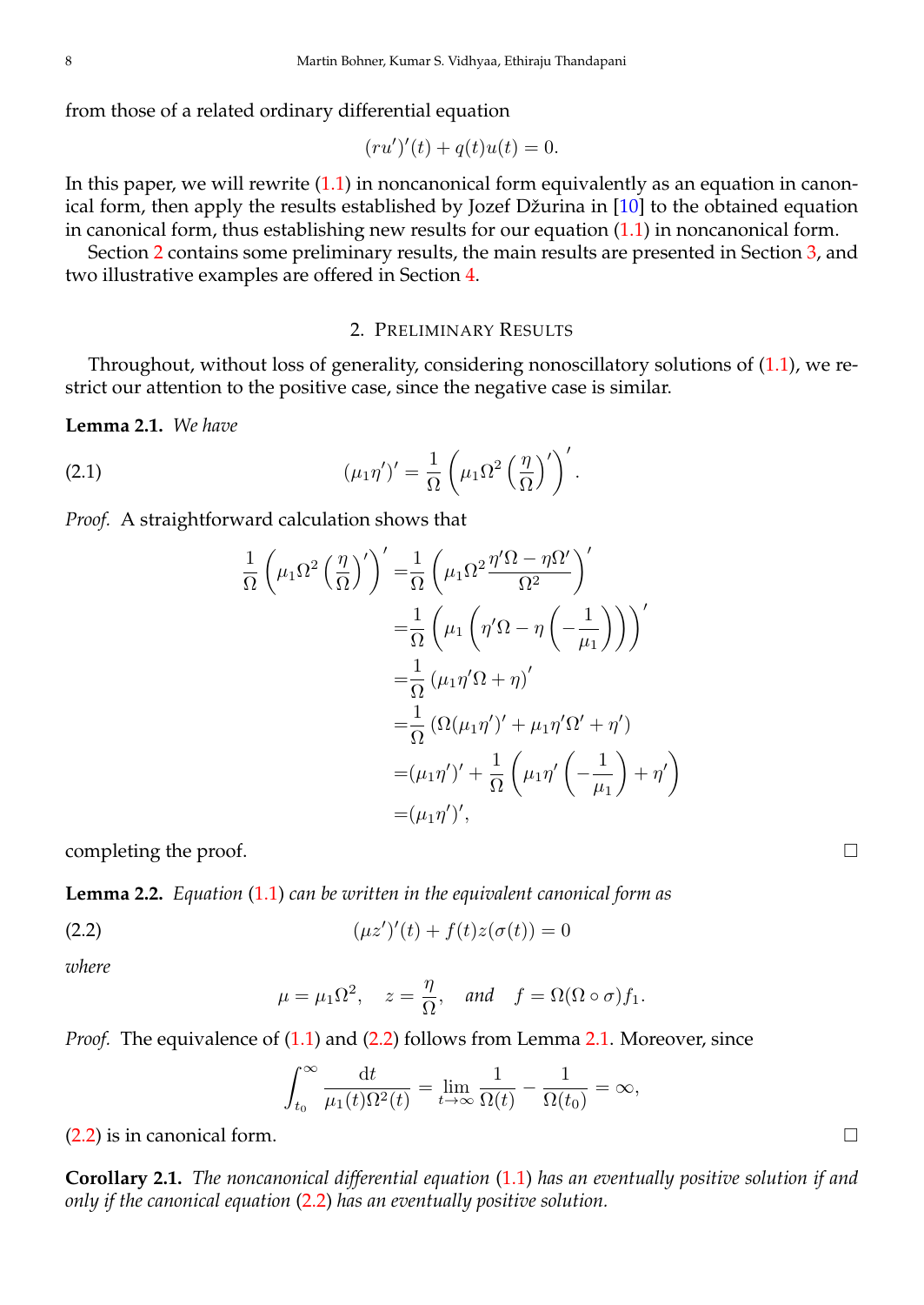from those of a related ordinary differential equation

$$(ru')'(t) + q(t)u(t) = 0.$$

In this paper, we will rewrite (1.1) in noncanonical form equivalently as an equation in canonical form, then apply the results established by Jozef Džurina in [10] to the obtained equation in canonical form, thus establishing new results for our equation (1.1) in noncanonical form.

Section 2 contains some preliminary results, the main results are presented in Section 3, and two illustrative examples are offered in Section 4.

## 2. Preliminary Results

Throughout, without loss of generality, considering nonoscillatory solutions of (1.1), we restrict our attention to the positive case, since the negative case is similar.

**Lemma 2.1.** *We have*

$$(\mu_1\eta')' = \frac{1}{\Omega}\left(\mu_1\Omega^2\left(\frac{\eta}{\Omega}\right)'\right)'. \tag{2.1}$$

*Proof.* A straightforward calculation shows that

$$\begin{aligned}
\frac{1}{\Omega}\left(\mu_1\Omega^2\left(\frac{\eta}{\Omega}\right)'\right)' &= \frac{1}{\Omega}\left(\mu_1\Omega^2\frac{\eta'\Omega-\eta\Omega'}{\Omega^2}\right)' \\
&= \frac{1}{\Omega}\left(\mu_1\left(\eta'\Omega-\eta\left(-\frac{1}{\mu_1}\right)\right)\right)' \\
&= \frac{1}{\Omega}\left(\mu_1\eta'\Omega+\eta\right)' \\
&= \frac{1}{\Omega}\left(\Omega(\mu_1\eta')'+\mu_1\eta'\Omega'+\eta'\right) \\
&= (\mu_1\eta')' + \frac{1}{\Omega}\left(\mu_1\eta'\left(-\frac{1}{\mu_1}\right)+\eta'\right) \\
&= (\mu_1\eta')',
\end{aligned}$$

completing the proof. □

**Lemma 2.2.** *Equation* (1.1) *can be written in the equivalent canonical form as*

$$(\mu z')'(t) + f(t)z(\sigma(t)) = 0 \tag{2.2}$$

*where*

$$\mu = \mu_1\Omega^2, \quad z = \frac{\eta}{\Omega}, \quad \textit{and} \quad f = \Omega(\Omega\circ\sigma)f_1.$$

*Proof.* The equivalence of (1.1) and (2.2) follows from Lemma 2.1. Moreover, since

$$\int_{t_0}^{\infty}\frac{\mathrm{d}t}{\mu_1(t)\Omega^2(t)} = \lim_{t\to\infty}\frac{1}{\Omega(t)} - \frac{1}{\Omega(t_0)} = \infty,$$

(2.2) is in canonical form. □

**Corollary 2.1.** *The noncanonical differential equation* (1.1) *has an eventually positive solution if and only if the canonical equation* (2.2) *has an eventually positive solution.*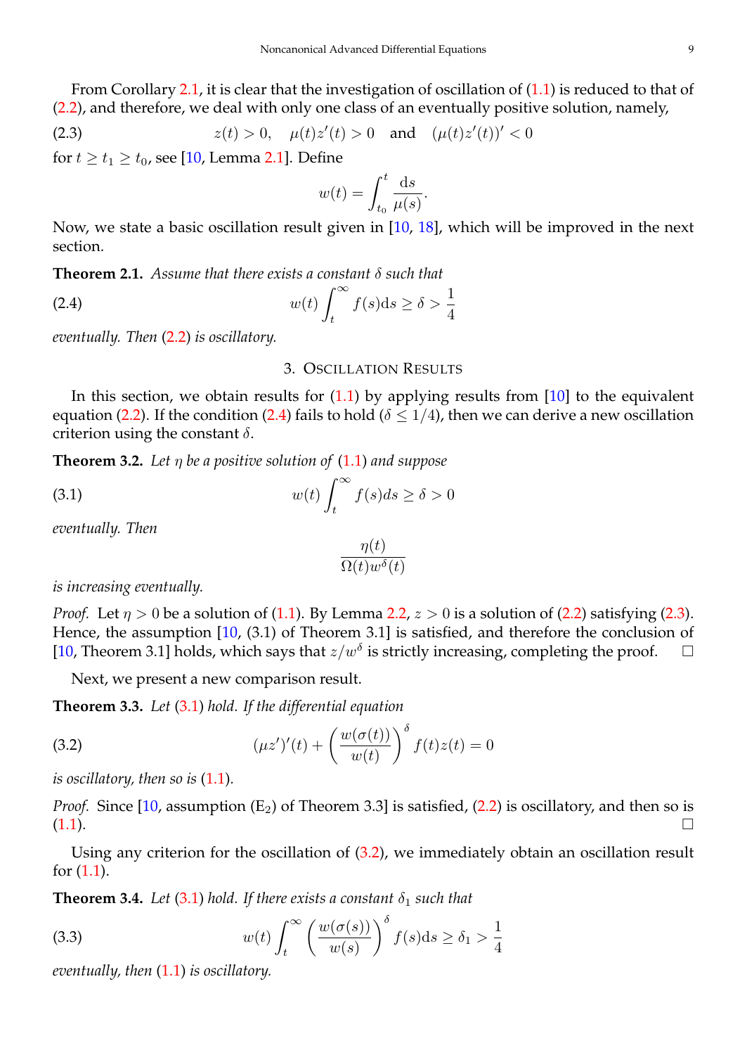From Corollary 2.1, it is clear that the investigation of oscillation of (1.1) is reduced to that of (2.2), and therefore, we deal with only one class of an eventually positive solution, namely,

$$z(t) > 0, \quad \mu(t)z'(t) > 0 \quad \text{and} \quad (\mu(t)z'(t))' < 0 \tag{2.3}$$

for $t \geq t_1 \geq t_0$, see [10, Lemma 2.1]. Define

$$w(t) = \int_{t_0}^{t} \frac{\mathrm{d}s}{\mu(s)}.$$

Now, we state a basic oscillation result given in [10, 18], which will be improved in the next section.

**Theorem 2.1.** *Assume that there exists a constant $\delta$ such that*

$$w(t)\int_t^\infty f(s)\mathrm{d}s \geq \delta > \frac{1}{4} \tag{2.4}$$

*eventually. Then (2.2) is oscillatory.*

## 3. Oscillation Results

In this section, we obtain results for (1.1) by applying results from [10] to the equivalent equation (2.2). If the condition (2.4) fails to hold ($\delta \leq 1/4$), then we can derive a new oscillation criterion using the constant $\delta$.

**Theorem 3.2.** *Let $\eta$ be a positive solution of (1.1) and suppose*

$$w(t)\int_t^\infty f(s)ds \geq \delta > 0 \tag{3.1}$$

*eventually. Then*

$$\frac{\eta(t)}{\Omega(t)w^\delta(t)}$$

*is increasing eventually.*

*Proof.* Let $\eta > 0$ be a solution of (1.1). By Lemma 2.2, $z > 0$ is a solution of (2.2) satisfying (2.3). Hence, the assumption [10, (3.1) of Theorem 3.1] is satisfied, and therefore the conclusion of [10, Theorem 3.1] holds, which says that $z/w^\delta$ is strictly increasing, completing the proof. □

Next, we present a new comparison result.

**Theorem 3.3.** *Let (3.1) hold. If the differential equation*

$$(\mu z')'(t) + \left(\frac{w(\sigma(t))}{w(t)}\right)^\delta f(t)z(t) = 0 \tag{3.2}$$

*is oscillatory, then so is (1.1).*

*Proof.* Since [10, assumption ($E_2$) of Theorem 3.3] is satisfied, (2.2) is oscillatory, and then so is (1.1). □

Using any criterion for the oscillation of (3.2), we immediately obtain an oscillation result for (1.1).

**Theorem 3.4.** *Let (3.1) hold. If there exists a constant $\delta_1$ such that*

$$w(t)\int_t^\infty \left(\frac{w(\sigma(s))}{w(s)}\right)^\delta f(s)\mathrm{d}s \geq \delta_1 > \frac{1}{4} \tag{3.3}$$

*eventually, then (1.1) is oscillatory.*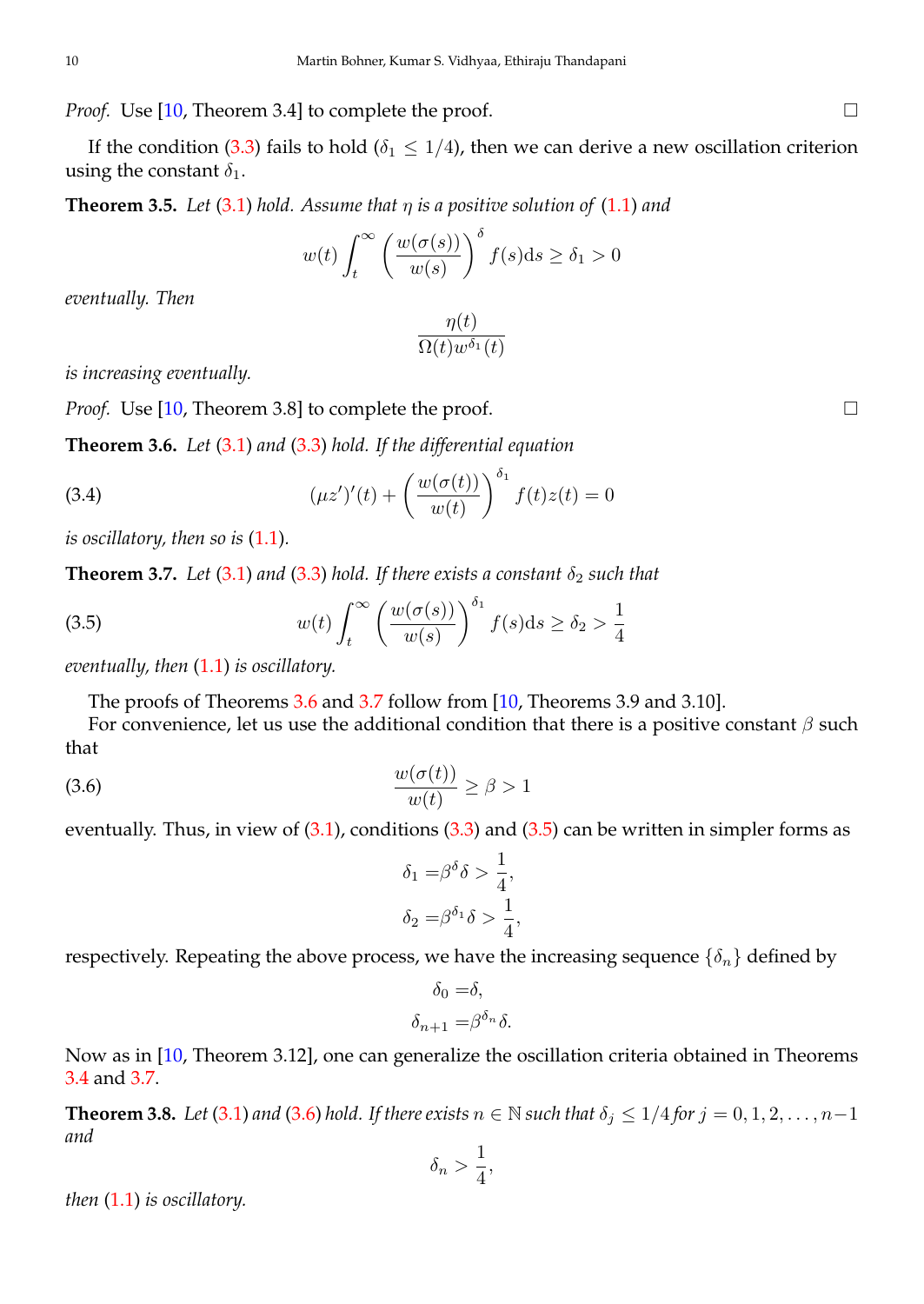*Proof.* Use [10, Theorem 3.4] to complete the proof. □

If the condition (3.3) fails to hold ($\delta_1 \le 1/4$), then we can derive a new oscillation criterion using the constant $\delta_1$.

**Theorem 3.5.** *Let* (3.1) *hold. Assume that $\eta$ is a positive solution of* (1.1) *and*

$$w(t)\int_t^\infty \left(\frac{w(\sigma(s))}{w(s)}\right)^\delta f(s)\mathrm{d}s \ge \delta_1 > 0$$

*eventually. Then*

$$\frac{\eta(t)}{\Omega(t)w^{\delta_1}(t)}$$

*is increasing eventually.*

*Proof.* Use [10, Theorem 3.8] to complete the proof. □

**Theorem 3.6.** *Let* (3.1) *and* (3.3) *hold. If the differential equation*

$$(\mu z')'(t) + \left(\frac{w(\sigma(t))}{w(t)}\right)^{\delta_1} f(t)z(t) = 0 \tag{3.4}$$

*is oscillatory, then so is* (1.1).

**Theorem 3.7.** *Let* (3.1) *and* (3.3) *hold. If there exists a constant $\delta_2$ such that*

$$w(t)\int_t^\infty \left(\frac{w(\sigma(s))}{w(s)}\right)^{\delta_1} f(s)\mathrm{d}s \ge \delta_2 > \frac{1}{4} \tag{3.5}$$

*eventually, then* (1.1) *is oscillatory.*

The proofs of Theorems 3.6 and 3.7 follow from [10, Theorems 3.9 and 3.10].

For convenience, let us use the additional condition that there is a positive constant $\beta$ such that

$$\frac{w(\sigma(t))}{w(t)} \ge \beta > 1 \tag{3.6}$$

eventually. Thus, in view of (3.1), conditions (3.3) and (3.5) can be written in simpler forms as

$$\begin{aligned}
\delta_1 &= \beta^\delta \delta > \frac{1}{4}, \\
\delta_2 &= \beta^{\delta_1} \delta > \frac{1}{4},
\end{aligned}$$

respectively. Repeating the above process, we have the increasing sequence $\{\delta_n\}$ defined by

$$\begin{aligned}
\delta_0 &= \delta, \\
\delta_{n+1} &= \beta^{\delta_n} \delta.
\end{aligned}$$

Now as in [10, Theorem 3.12], one can generalize the oscillation criteria obtained in Theorems 3.4 and 3.7.

**Theorem 3.8.** *Let* (3.1) *and* (3.6) *hold. If there exists $n \in \mathbb{N}$ such that $\delta_j \le 1/4$ for $j = 0, 1, 2, \dots, n-1$ and*

$$\delta_n > \frac{1}{4},$$

*then* (1.1) *is oscillatory.*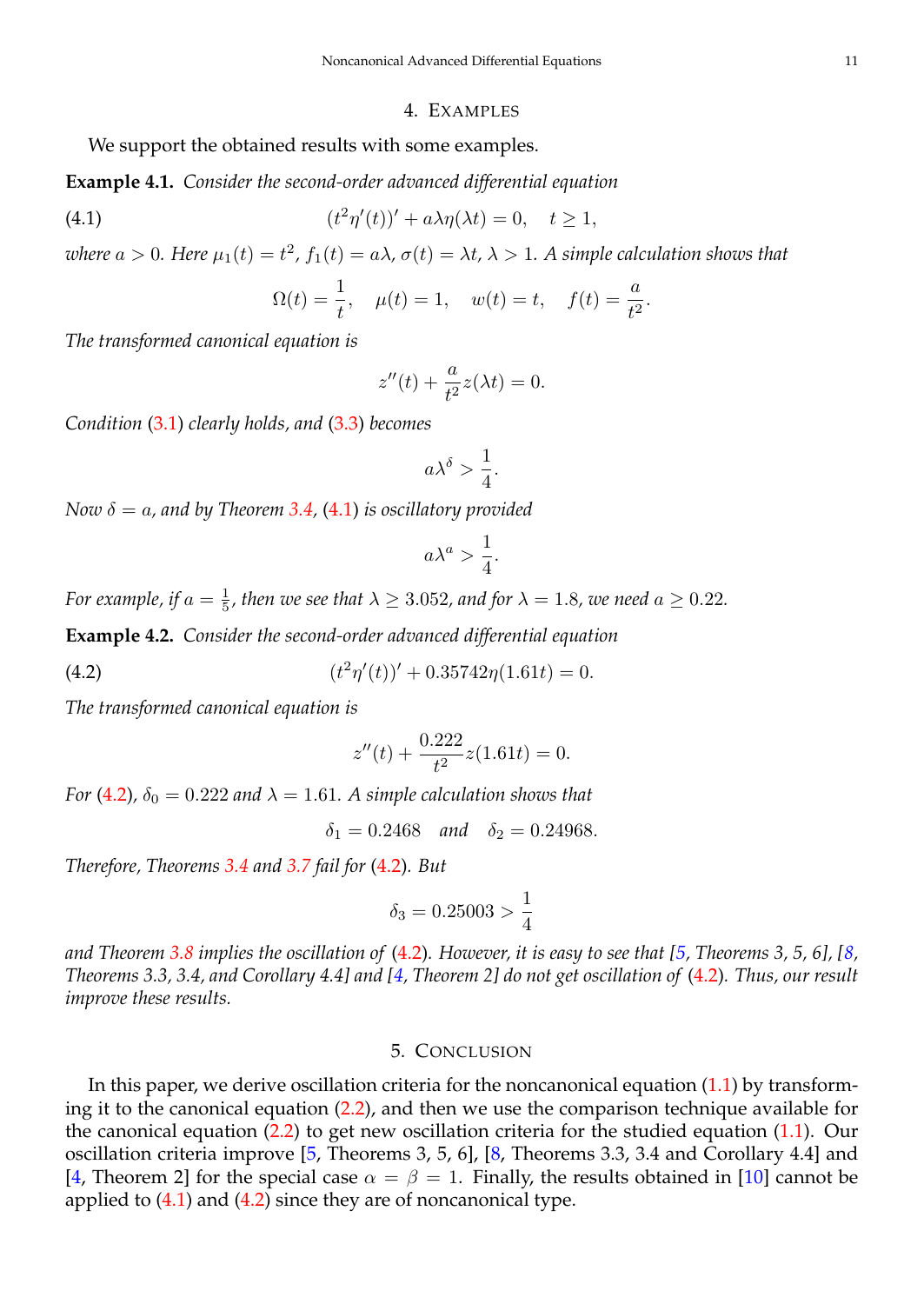## 4. Examples

We support the obtained results with some examples.

**Example 4.1.** *Consider the second-order advanced differential equation*

$$(t^2\eta'(t))' + a\lambda\eta(\lambda t) = 0, \quad t \geq 1, \tag{4.1}$$

*where $a > 0$. Here $\mu_1(t) = t^2$, $f_1(t) = a\lambda$, $\sigma(t) = \lambda t$, $\lambda > 1$. A simple calculation shows that*

$$\Omega(t) = \frac{1}{t}, \quad \mu(t) = 1, \quad w(t) = t, \quad f(t) = \frac{a}{t^2}.$$

*The transformed canonical equation is*

$$z''(t) + \frac{a}{t^2}z(\lambda t) = 0.$$

*Condition (3.1) clearly holds, and (3.3) becomes*

$$a\lambda^{\delta} > \frac{1}{4}.$$

*Now $\delta = a$, and by Theorem 3.4, (4.1) is oscillatory provided*

$$a\lambda^{a} > \frac{1}{4}.$$

*For example, if $a = \frac{1}{5}$, then we see that $\lambda \geq 3.052$, and for $\lambda = 1.8$, we need $a \geq 0.22$.*

**Example 4.2.** *Consider the second-order advanced differential equation*

$$(t^2\eta'(t))' + 0.35742\eta(1.61t) = 0. \tag{4.2}$$

*The transformed canonical equation is*

$$z''(t) + \frac{0.222}{t^2}z(1.61t) = 0.$$

*For (4.2), $\delta_0 = 0.222$ and $\lambda = 1.61$. A simple calculation shows that*

$$\delta_1 = 0.2468 \quad \textit{and} \quad \delta_2 = 0.24968.$$

*Therefore, Theorems 3.4 and 3.7 fail for (4.2). But*

$$\delta_3 = 0.25003 > \frac{1}{4}$$

*and Theorem 3.8 implies the oscillation of (4.2). However, it is easy to see that [5, Theorems 3, 5, 6], [8, Theorems 3.3, 3.4, and Corollary 4.4] and [4, Theorem 2] do not get oscillation of (4.2). Thus, our result improve these results.*

## 5. Conclusion

In this paper, we derive oscillation criteria for the noncanonical equation (1.1) by transforming it to the canonical equation (2.2), and then we use the comparison technique available for the canonical equation (2.2) to get new oscillation criteria for the studied equation (1.1). Our oscillation criteria improve [5, Theorems 3, 5, 6], [8, Theorems 3.3, 3.4 and Corollary 4.4] and [4, Theorem 2] for the special case $\alpha = \beta = 1$. Finally, the results obtained in [10] cannot be applied to (4.1) and (4.2) since they are of noncanonical type.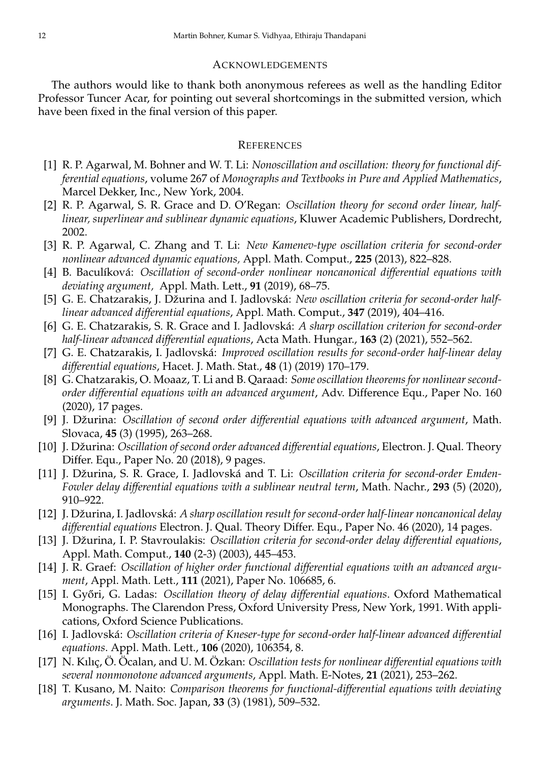## Acknowledgements

The authors would like to thank both anonymous referees as well as the handling Editor Professor Tuncer Acar, for pointing out several shortcomings in the submitted version, which have been fixed in the final version of this paper.

## References

[1] R. P. Agarwal, M. Bohner and W. T. Li: *Nonoscillation and oscillation: theory for functional differential equations*, volume 267 of *Monographs and Textbooks in Pure and Applied Mathematics*, Marcel Dekker, Inc., New York, 2004.

[2] R. P. Agarwal, S. R. Grace and D. O'Regan: *Oscillation theory for second order linear, half-linear, superlinear and sublinear dynamic equations*, Kluwer Academic Publishers, Dordrecht, 2002.

[3] R. P. Agarwal, C. Zhang and T. Li: *New Kamenev-type oscillation criteria for second-order nonlinear advanced dynamic equations,* Appl. Math. Comput., **225** (2013), 822–828.

[4] B. Baculíková: *Oscillation of second-order nonlinear noncanonical differential equations with deviating argument,* Appl. Math. Lett., **91** (2019), 68–75.

[5] G. E. Chatzarakis, J. Džurina and I. Jadlovská: *New oscillation criteria for second-order half-linear advanced differential equations*, Appl. Math. Comput., **347** (2019), 404–416.

[6] G. E. Chatzarakis, S. R. Grace and I. Jadlovská: *A sharp oscillation criterion for second-order half-linear advanced differential equations*, Acta Math. Hungar., **163** (2) (2021), 552–562.

[7] G. E. Chatzarakis, I. Jadlovská: *Improved oscillation results for second-order half-linear delay differential equations*, Hacet. J. Math. Stat., **48** (1) (2019) 170–179.

[8] G. Chatzarakis, O. Moaaz, T. Li and B. Qaraad: *Some oscillation theorems for nonlinear second-order differential equations with an advanced argument*, Adv. Difference Equ., Paper No. 160 (2020), 17 pages.

[9] J. Džurina: *Oscillation of second order differential equations with advanced argument*, Math. Slovaca, **45** (3) (1995), 263–268.

[10] J. Džurina: *Oscillation of second order advanced differential equations*, Electron. J. Qual. Theory Differ. Equ., Paper No. 20 (2018), 9 pages.

[11] J. Džurina, S. R. Grace, I. Jadlovská and T. Li: *Oscillation criteria for second-order Emden-Fowler delay differential equations with a sublinear neutral term*, Math. Nachr., **293** (5) (2020), 910–922.

[12] J. Džurina, I. Jadlovská: *A sharp oscillation result for second-order half-linear noncanonical delay differential equations* Electron. J. Qual. Theory Differ. Equ., Paper No. 46 (2020), 14 pages.

[13] J. Džurina, I. P. Stavroulakis: *Oscillation criteria for second-order delay differential equations*, Appl. Math. Comput., **140** (2-3) (2003), 445–453.

[14] J. R. Graef: *Oscillation of higher order functional differential equations with an advanced argument*, Appl. Math. Lett., **111** (2021), Paper No. 106685, 6.

[15] I. Győri, G. Ladas: *Oscillation theory of delay differential equations*. Oxford Mathematical Monographs. The Clarendon Press, Oxford University Press, New York, 1991. With applications, Oxford Science Publications.

[16] I. Jadlovská: *Oscillation criteria of Kneser-type for second-order half-linear advanced differential equations*. Appl. Math. Lett., **106** (2020), 106354, 8.

[17] N. Kılıç, Ö. Öcalan, and U. M. Özkan: *Oscillation tests for nonlinear differential equations with several nonmonotone advanced arguments*, Appl. Math. E-Notes, **21** (2021), 253–262.

[18] T. Kusano, M. Naito: *Comparison theorems for functional-differential equations with deviating arguments*. J. Math. Soc. Japan, **33** (3) (1981), 509–532.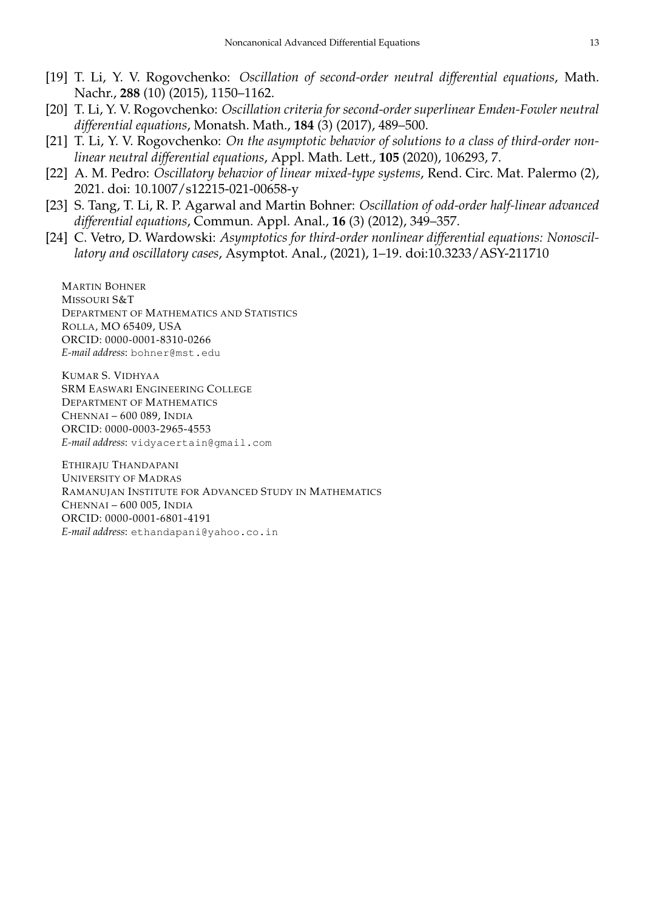[19] T. Li, Y. V. Rogovchenko: *Oscillation of second-order neutral differential equations*, Math. Nachr., **288** (10) (2015), 1150–1162.

[20] T. Li, Y. V. Rogovchenko: *Oscillation criteria for second-order superlinear Emden-Fowler neutral differential equations*, Monatsh. Math., **184** (3) (2017), 489–500.

[21] T. Li, Y. V. Rogovchenko: *On the asymptotic behavior of solutions to a class of third-order nonlinear neutral differential equations*, Appl. Math. Lett., **105** (2020), 106293, 7.

[22] A. M. Pedro: *Oscillatory behavior of linear mixed-type systems*, Rend. Circ. Mat. Palermo (2), 2021. doi: 10.1007/s12215-021-00658-y

[23] S. Tang, T. Li, R. P. Agarwal and Martin Bohner: *Oscillation of odd-order half-linear advanced differential equations*, Commun. Appl. Anal., **16** (3) (2012), 349–357.

[24] C. Vetro, D. Wardowski: *Asymptotics for third-order nonlinear differential equations: Nonoscillatory and oscillatory cases*, Asymptot. Anal., (2021), 1–19. doi:10.3233/ASY-211710

MARTIN BOHNER
MISSOURI S&T
DEPARTMENT OF MATHEMATICS AND STATISTICS
ROLLA, MO 65409, USA
ORCID: 0000-0001-8310-0266
*E-mail address*: bohner@mst.edu

KUMAR S. VIDHYAA
SRM EASWARI ENGINEERING COLLEGE
DEPARTMENT OF MATHEMATICS
CHENNAI – 600 089, INDIA
ORCID: 0000-0003-2965-4553
*E-mail address*: vidyacertain@gmail.com

ETHIRAJU THANDAPANI
UNIVERSITY OF MADRAS
RAMANUJAN INSTITUTE FOR ADVANCED STUDY IN MATHEMATICS
CHENNAI – 600 005, INDIA
ORCID: 0000-0001-6801-4191
*E-mail address*: ethandapani@yahoo.co.in